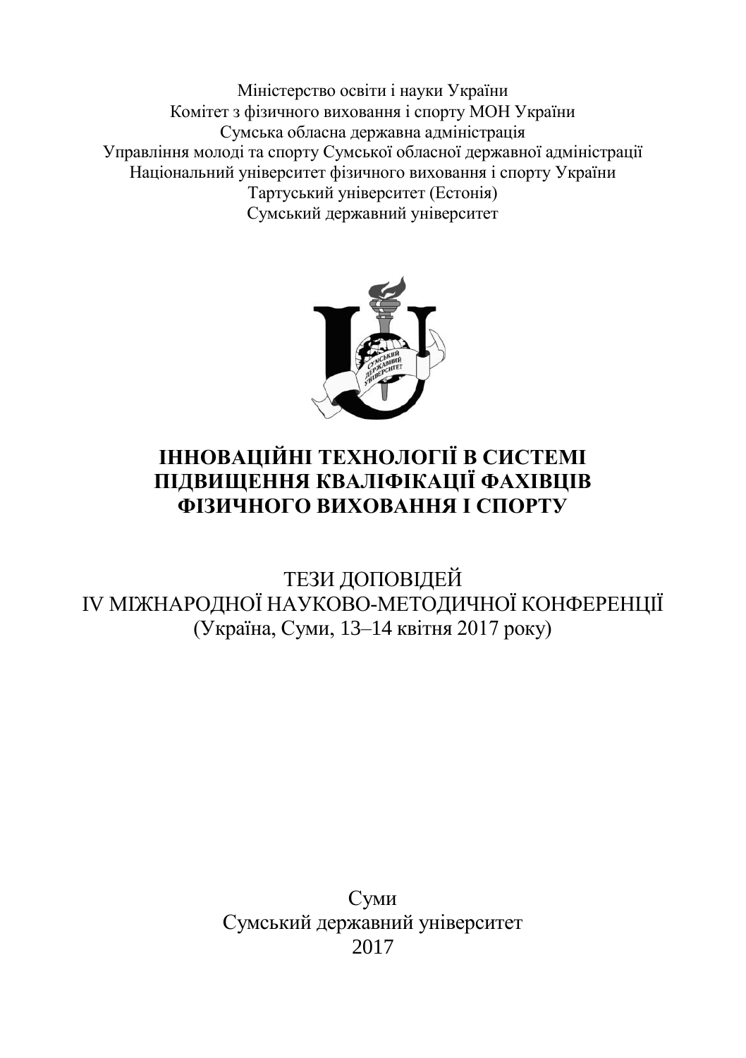Міністерство освіти і науки України
Комітет з фізичного виховання і спорту МОН України
Сумська обласна державна адміністрація
Управління молоді та спорту Сумської обласної державної адміністрації
Національний університет фізичного виховання і спорту України
Тартуський університет (Естонія)
Сумський державний університет

# ІННОВАЦІЙНІ ТЕХНОЛОГІЇ В СИСТЕМІ ПІДВИЩЕННЯ КВАЛІФІКАЦІЇ ФАХІВЦІВ ФІЗИЧНОГО ВИХОВАННЯ І СПОРТУ

ТЕЗИ ДОПОВІДЕЙ
IV МІЖНАРОДНОЇ НАУКОВО-МЕТОДИЧНОЇ КОНФЕРЕНЦІЇ
(Україна, Суми, 13–14 квітня 2017 року)

Суми
Сумський державний університет
2017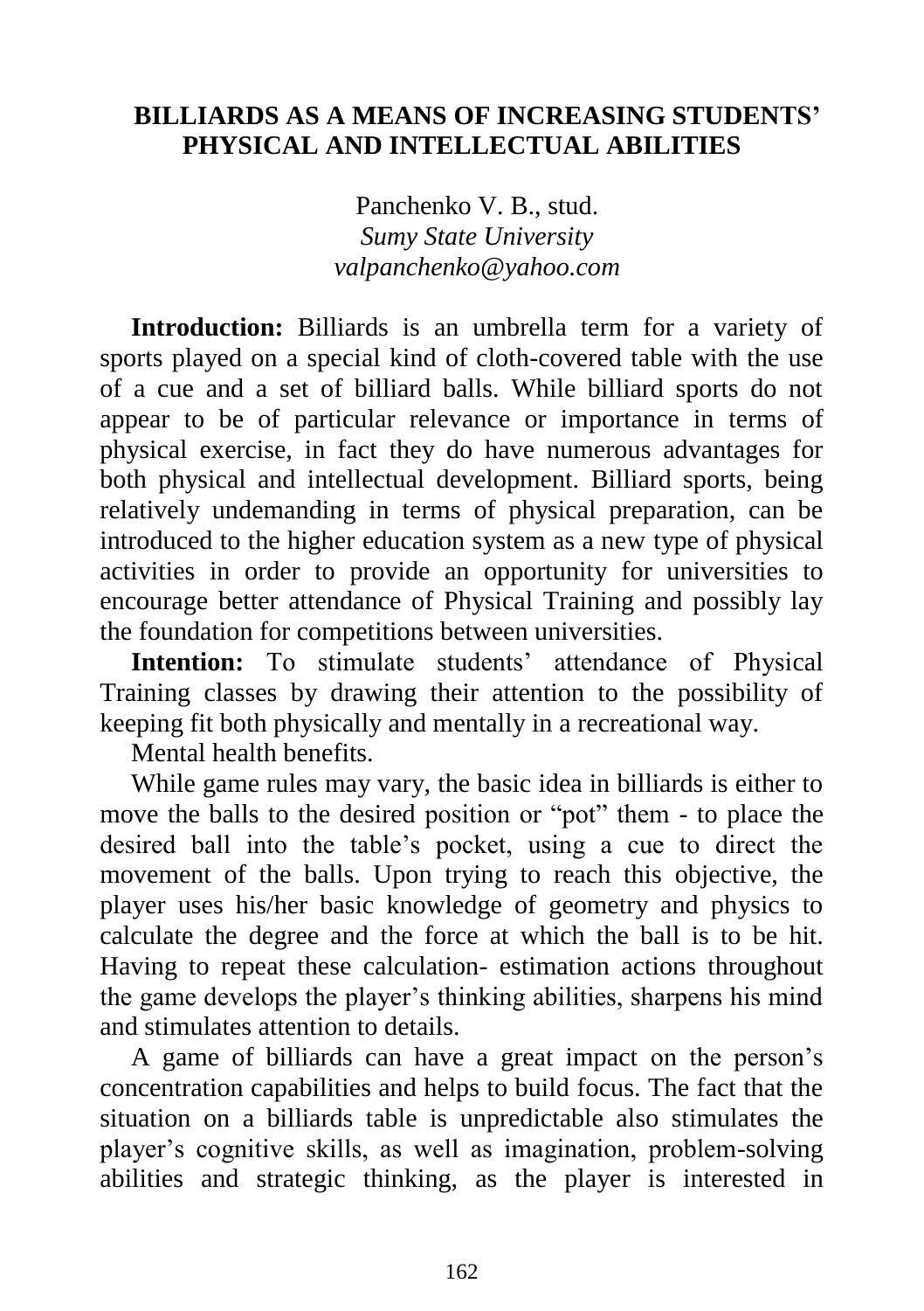## BILLIARDS AS A MEANS OF INCREASING STUDENTS' PHYSICAL AND INTELLECTUAL ABILITIES

Panchenko V. B., stud.
*Sumy State University*
*valpanchenko@yahoo.com*

**Introduction:** Billiards is an umbrella term for a variety of sports played on a special kind of cloth-covered table with the use of a cue and a set of billiard balls. While billiard sports do not appear to be of particular relevance or importance in terms of physical exercise, in fact they do have numerous advantages for both physical and intellectual development. Billiard sports, being relatively undemanding in terms of physical preparation, can be introduced to the higher education system as a new type of physical activities in order to provide an opportunity for universities to encourage better attendance of Physical Training and possibly lay the foundation for competitions between universities.

**Intention:** To stimulate students' attendance of Physical Training classes by drawing their attention to the possibility of keeping fit both physically and mentally in a recreational way.

Mental health benefits.

While game rules may vary, the basic idea in billiards is either to move the balls to the desired position or "pot" them - to place the desired ball into the table's pocket, using a cue to direct the movement of the balls. Upon trying to reach this objective, the player uses his/her basic knowledge of geometry and physics to calculate the degree and the force at which the ball is to be hit. Having to repeat these calculation- estimation actions throughout the game develops the player's thinking abilities, sharpens his mind and stimulates attention to details.

A game of billiards can have a great impact on the person's concentration capabilities and helps to build focus. The fact that the situation on a billiards table is unpredictable also stimulates the player's cognitive skills, as well as imagination, problem-solving abilities and strategic thinking, as the player is interested in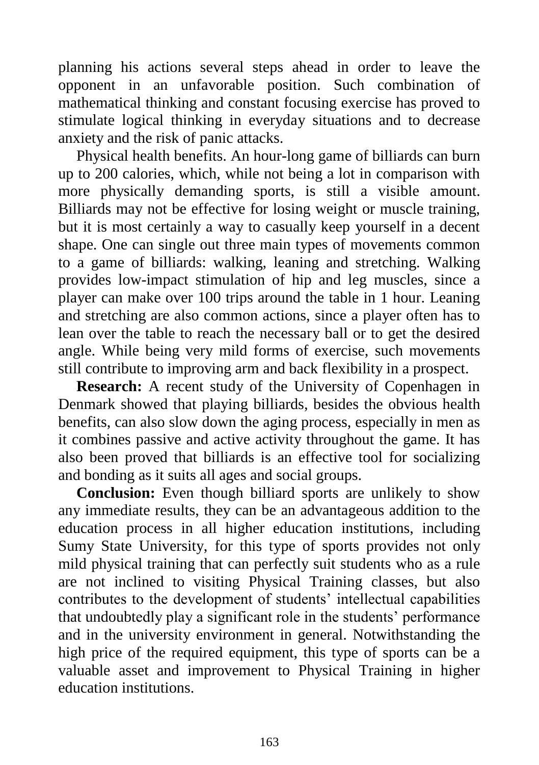planning his actions several steps ahead in order to leave the opponent in an unfavorable position. Such combination of mathematical thinking and constant focusing exercise has proved to stimulate logical thinking in everyday situations and to decrease anxiety and the risk of panic attacks.

Physical health benefits. An hour-long game of billiards can burn up to 200 calories, which, while not being a lot in comparison with more physically demanding sports, is still a visible amount. Billiards may not be effective for losing weight or muscle training, but it is most certainly a way to casually keep yourself in a decent shape. One can single out three main types of movements common to a game of billiards: walking, leaning and stretching. Walking provides low-impact stimulation of hip and leg muscles, since a player can make over 100 trips around the table in 1 hour. Leaning and stretching are also common actions, since a player often has to lean over the table to reach the necessary ball or to get the desired angle. While being very mild forms of exercise, such movements still contribute to improving arm and back flexibility in a prospect.

**Research:** A recent study of the University of Copenhagen in Denmark showed that playing billiards, besides the obvious health benefits, can also slow down the aging process, especially in men as it combines passive and active activity throughout the game. It has also been proved that billiards is an effective tool for socializing and bonding as it suits all ages and social groups.

**Conclusion:** Even though billiard sports are unlikely to show any immediate results, they can be an advantageous addition to the education process in all higher education institutions, including Sumy State University, for this type of sports provides not only mild physical training that can perfectly suit students who as a rule are not inclined to visiting Physical Training classes, but also contributes to the development of students' intellectual capabilities that undoubtedly play a significant role in the students' performance and in the university environment in general. Notwithstanding the high price of the required equipment, this type of sports can be a valuable asset and improvement to Physical Training in higher education institutions.